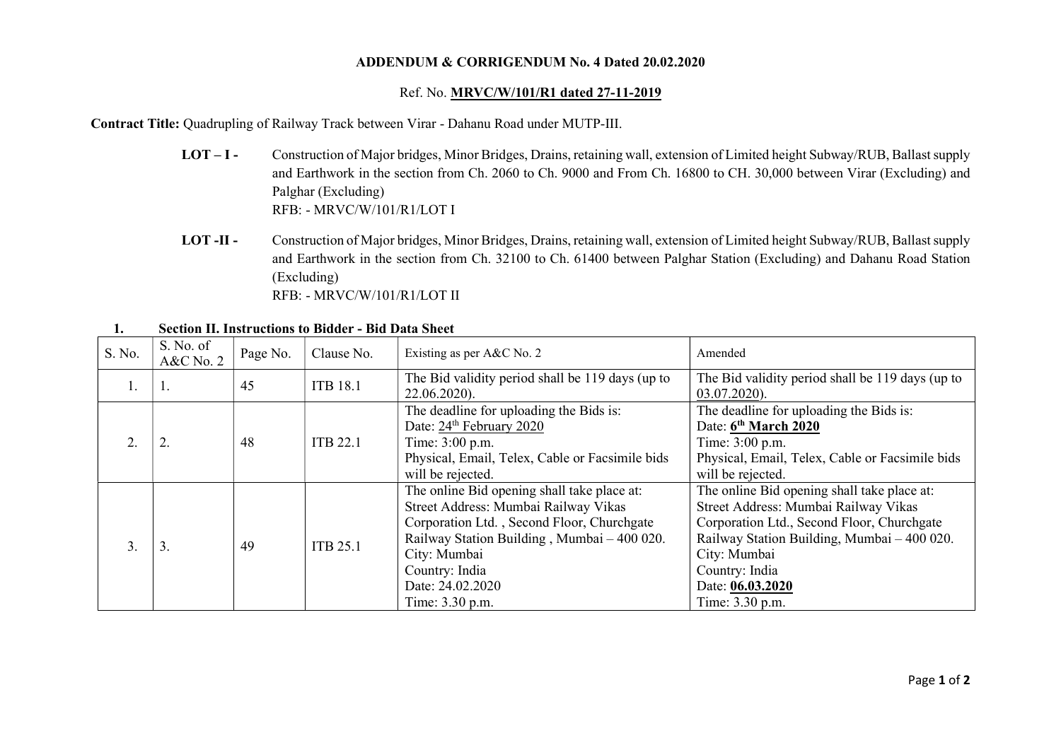**ADDENDUM & CORRIGENDUM No. 4 Dated 20.02.2020**

Ref. No. **MRVC/W/101/R1 dated 27-11-2019**

**Contract Title:** Quadrupling of Railway Track between Virar - Dahanu Road under MUTP-III.

**LOT – I -** Construction of Major bridges, Minor Bridges, Drains, retaining wall, extension of Limited height Subway/RUB, Ballast supply and Earthwork in the section from Ch. 2060 to Ch. 9000 and From Ch. 16800 to CH. 30,000 between Virar (Excluding) and Palghar (Excluding)
RFB: - MRVC/W/101/R1/LOT I

**LOT -II -** Construction of Major bridges, Minor Bridges, Drains, retaining wall, extension of Limited height Subway/RUB, Ballast supply and Earthwork in the section from Ch. 32100 to Ch. 61400 between Palghar Station (Excluding) and Dahanu Road Station (Excluding)
RFB: - MRVC/W/101/R1/LOT II

**1. Section II. Instructions to Bidder - Bid Data Sheet**

| S. No. | S. No. of A&C No. 2 | Page No. | Clause No. | Existing as per A&C No. 2 | Amended |
|---|---|---|---|---|---|
| 1. | 1. | 45 | ITB 18.1 | The Bid validity period shall be 119 days (up to 22.06.2020). | The Bid validity period shall be 119 days (up to 03.07.2020). |
| 2. | 2. | 48 | ITB 22.1 | The deadline for uploading the Bids is:<br>Date: 24th February 2020<br>Time: 3:00 p.m.<br>Physical, Email, Telex, Cable or Facsimile bids will be rejected. | The deadline for uploading the Bids is:<br>Date: **6th March 2020**<br>Time: 3:00 p.m.<br>Physical, Email, Telex, Cable or Facsimile bids will be rejected. |
| 3. | 3. | 49 | ITB 25.1 | The online Bid opening shall take place at:<br>Street Address: Mumbai Railway Vikas Corporation Ltd. , Second Floor, Churchgate Railway Station Building , Mumbai – 400 020.<br>City: Mumbai<br>Country: India<br>Date: 24.02.2020<br>Time: 3.30 p.m. | The online Bid opening shall take place at:<br>Street Address: Mumbai Railway Vikas Corporation Ltd., Second Floor, Churchgate Railway Station Building, Mumbai – 400 020.<br>City: Mumbai<br>Country: India<br>Date: **06.03.2020**<br>Time: 3.30 p.m. |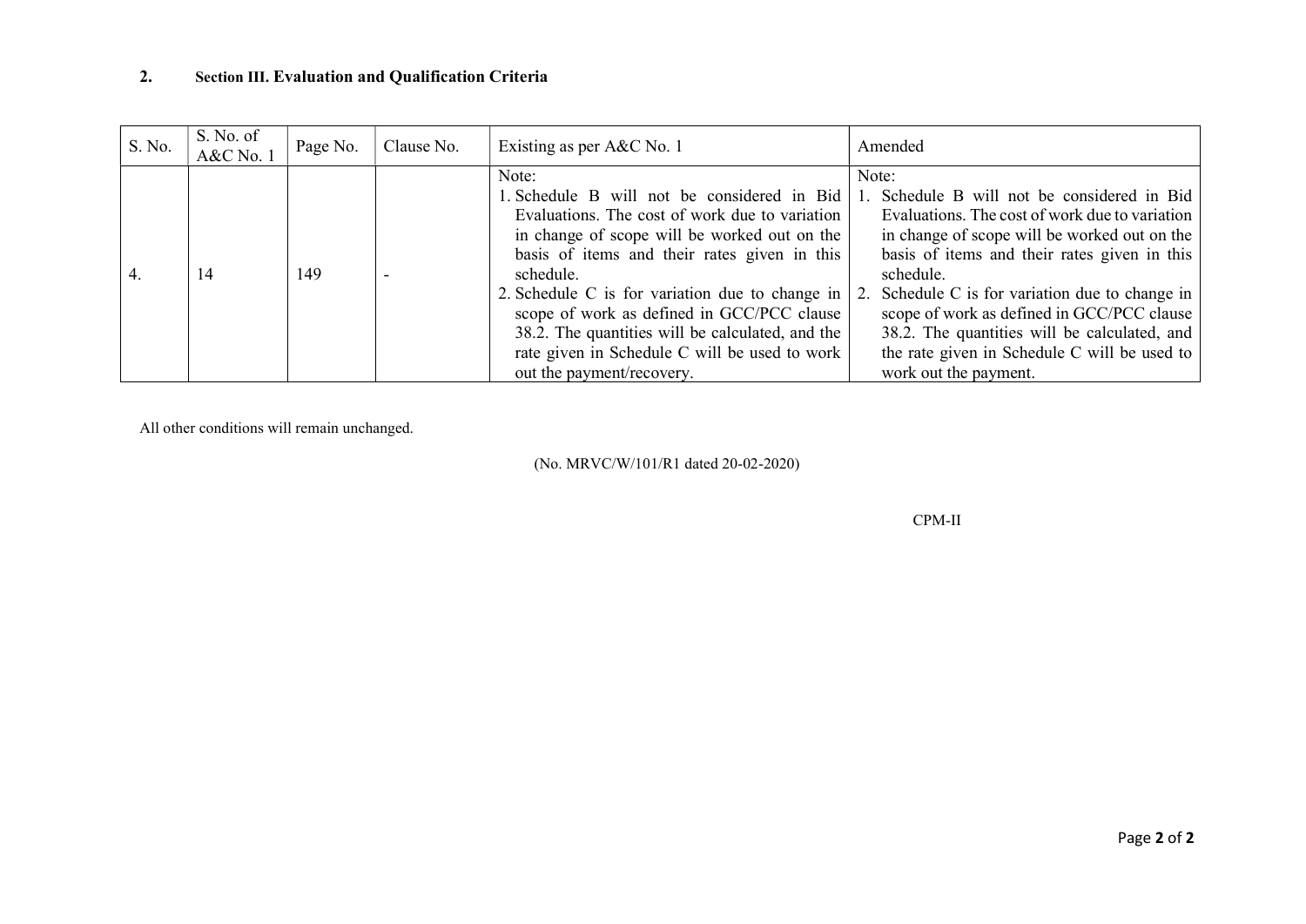## 2. Section III. Evaluation and Qualification Criteria

| S. No. | S. No. of A&C No. 1 | Page No. | Clause No. | Existing as per A&C No. 1 | Amended |
|---|---|---|---|---|---|
| 4. | 14 | 149 | - | Note:<br>1. Schedule B will not be considered in Bid Evaluations. The cost of work due to variation in change of scope will be worked out on the basis of items and their rates given in this schedule.<br>2. Schedule C is for variation due to change in scope of work as defined in GCC/PCC clause 38.2. The quantities will be calculated, and the rate given in Schedule C will be used to work out the payment/recovery. | Note:<br>1. Schedule B will not be considered in Bid Evaluations. The cost of work due to variation in change of scope will be worked out on the basis of items and their rates given in this schedule.<br>2. Schedule C is for variation due to change in scope of work as defined in GCC/PCC clause 38.2. The quantities will be calculated, and the rate given in Schedule C will be used to work out the payment. |

All other conditions will remain unchanged.

(No. MRVC/W/101/R1 dated 20-02-2020)

CPM-II